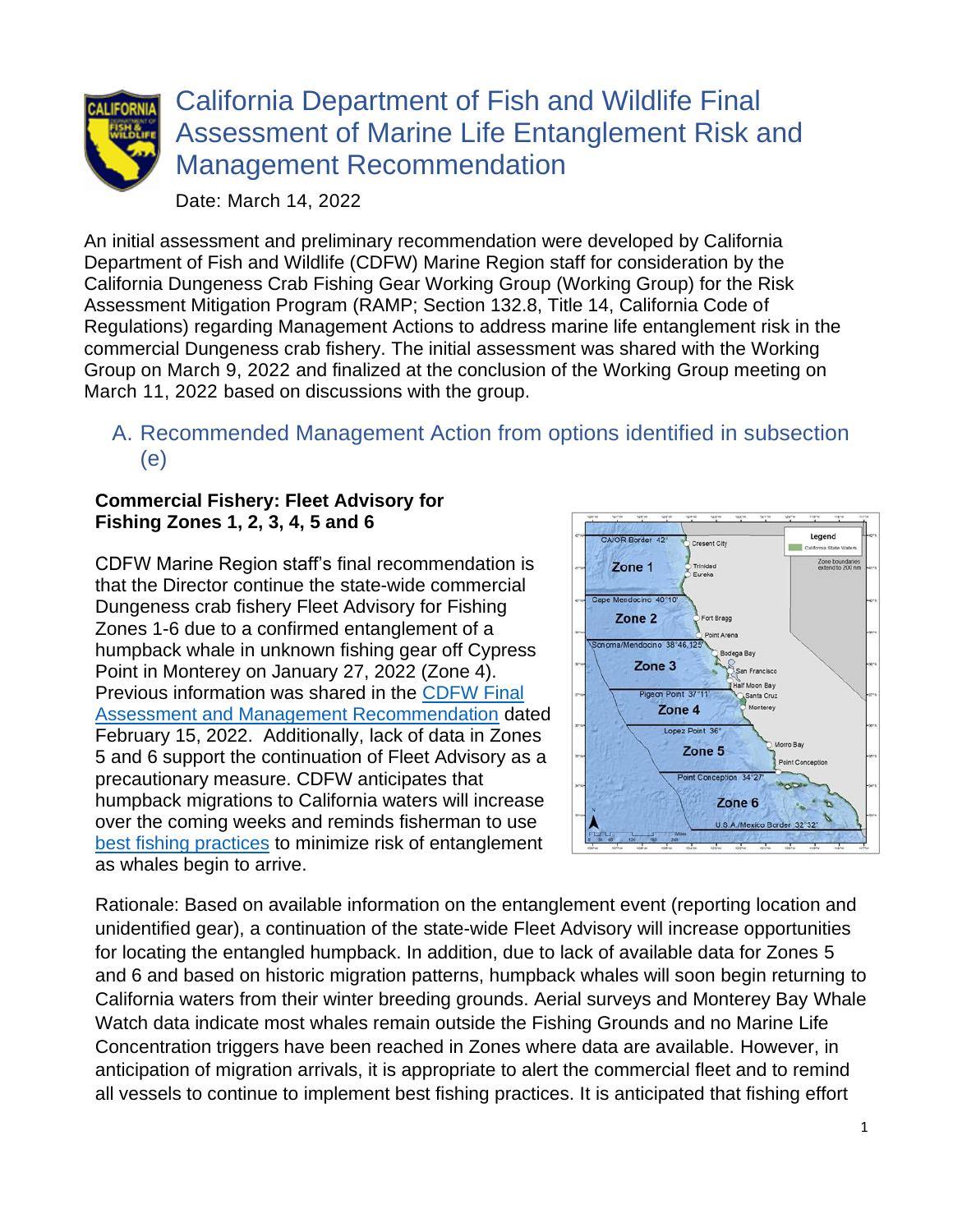# California Department of Fish and Wildlife Final Assessment of Marine Life Entanglement Risk and Management Recommendation

Date: March 14, 2022

An initial assessment and preliminary recommendation were developed by California Department of Fish and Wildlife (CDFW) Marine Region staff for consideration by the California Dungeness Crab Fishing Gear Working Group (Working Group) for the Risk Assessment Mitigation Program (RAMP; Section 132.8, Title 14, California Code of Regulations) regarding Management Actions to address marine life entanglement risk in the commercial Dungeness crab fishery. The initial assessment was shared with the Working Group on March 9, 2022 and finalized at the conclusion of the Working Group meeting on March 11, 2022 based on discussions with the group.

## A. Recommended Management Action from options identified in subsection (e)

**Commercial Fishery: Fleet Advisory for Fishing Zones 1, 2, 3, 4, 5 and 6**

CDFW Marine Region staff's final recommendation is that the Director continue the state-wide commercial Dungeness crab fishery Fleet Advisory for Fishing Zones 1-6 due to a confirmed entanglement of a humpback whale in unknown fishing gear off Cypress Point in Monterey on January 27, 2022 (Zone 4). Previous information was shared in the [CDFW Final Assessment and Management Recommendation]() dated February 15, 2022. Additionally, lack of data in Zones 5 and 6 support the continuation of Fleet Advisory as a precautionary measure. CDFW anticipates that humpback migrations to California waters will increase over the coming weeks and reminds fisherman to use [best fishing practices]() to minimize risk of entanglement as whales begin to arrive.

Legend
California State Waters
Zone boundaries extend to 200 nm
CA/OR Border 42°
Crescent City
Zone 1
Trinidad
Eureka
Cape Mendocino 40°10'
Zone 2
Fort Bragg
Point Arena
Sonoma/Mendocino 38°46.125'
Bodega Bay
Zone 3
San Francisco
Half Moon Bay
Pigeon Point 37°11'
Santa Cruz
Zone 4
Monterey
Lopez Point 36°
Zone 5
Morro Bay
Point Conception
Point Conception 34°27'
Zone 6
U.S.A./Mexico Border 32°32'
Miles

Rationale: Based on available information on the entanglement event (reporting location and unidentified gear), a continuation of the state-wide Fleet Advisory will increase opportunities for locating the entangled humpback. In addition, due to lack of available data for Zones 5 and 6 and based on historic migration patterns, humpback whales will soon begin returning to California waters from their winter breeding grounds. Aerial surveys and Monterey Bay Whale Watch data indicate most whales remain outside the Fishing Grounds and no Marine Life Concentration triggers have been reached in Zones where data are available. However, in anticipation of migration arrivals, it is appropriate to alert the commercial fleet and to remind all vessels to continue to implement best fishing practices. It is anticipated that fishing effort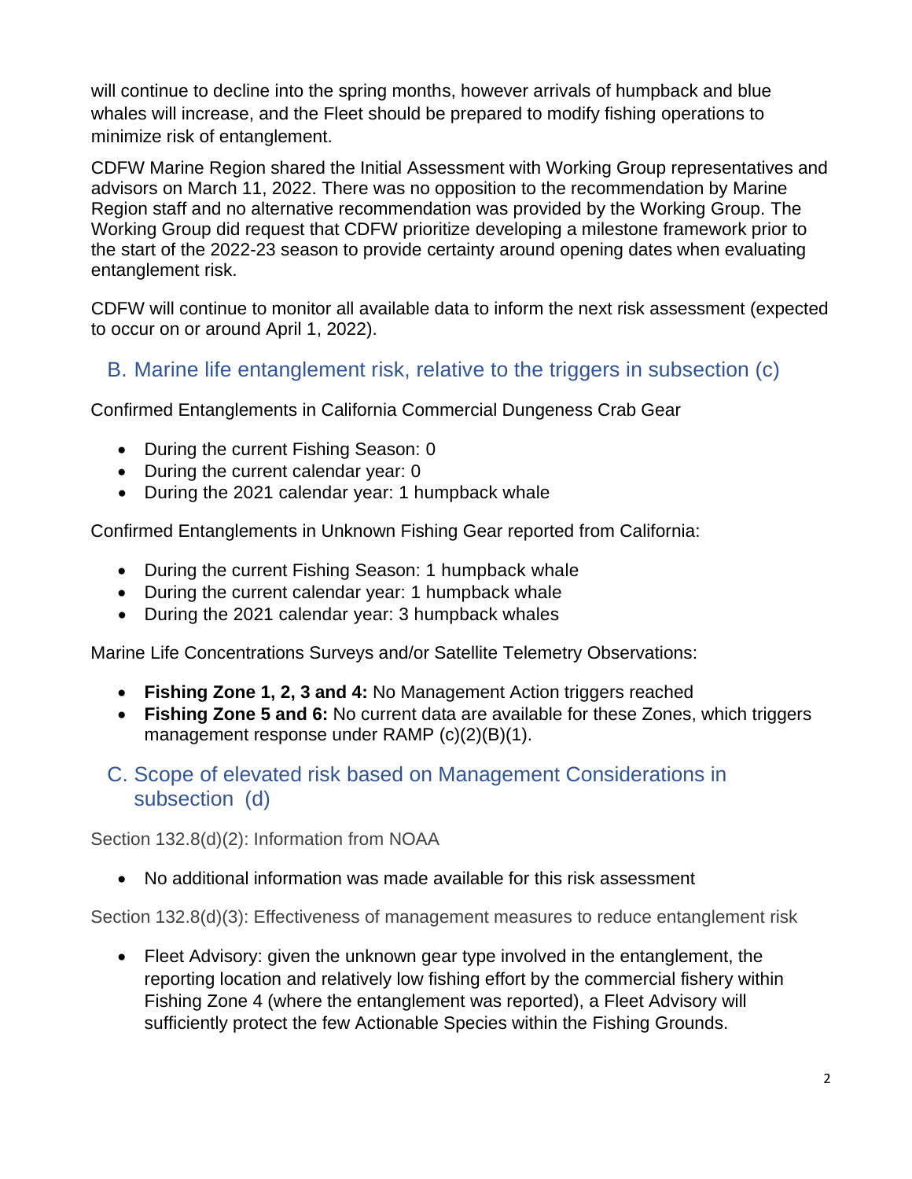will continue to decline into the spring months, however arrivals of humpback and blue whales will increase, and the Fleet should be prepared to modify fishing operations to minimize risk of entanglement.

CDFW Marine Region shared the Initial Assessment with Working Group representatives and advisors on March 11, 2022. There was no opposition to the recommendation by Marine Region staff and no alternative recommendation was provided by the Working Group. The Working Group did request that CDFW prioritize developing a milestone framework prior to the start of the 2022-23 season to provide certainty around opening dates when evaluating entanglement risk.

CDFW will continue to monitor all available data to inform the next risk assessment (expected to occur on or around April 1, 2022).

## B. Marine life entanglement risk, relative to the triggers in subsection (c)

Confirmed Entanglements in California Commercial Dungeness Crab Gear

- During the current Fishing Season: 0
- During the current calendar year: 0
- During the 2021 calendar year: 1 humpback whale

Confirmed Entanglements in Unknown Fishing Gear reported from California:

- During the current Fishing Season: 1 humpback whale
- During the current calendar year: 1 humpback whale
- During the 2021 calendar year: 3 humpback whales

Marine Life Concentrations Surveys and/or Satellite Telemetry Observations:

- **Fishing Zone 1, 2, 3 and 4:** No Management Action triggers reached
- **Fishing Zone 5 and 6:** No current data are available for these Zones, which triggers management response under RAMP (c)(2)(B)(1).

## C. Scope of elevated risk based on Management Considerations in subsection (d)

Section 132.8(d)(2): Information from NOAA

- No additional information was made available for this risk assessment

Section 132.8(d)(3): Effectiveness of management measures to reduce entanglement risk

- Fleet Advisory: given the unknown gear type involved in the entanglement, the reporting location and relatively low fishing effort by the commercial fishery within Fishing Zone 4 (where the entanglement was reported), a Fleet Advisory will sufficiently protect the few Actionable Species within the Fishing Grounds.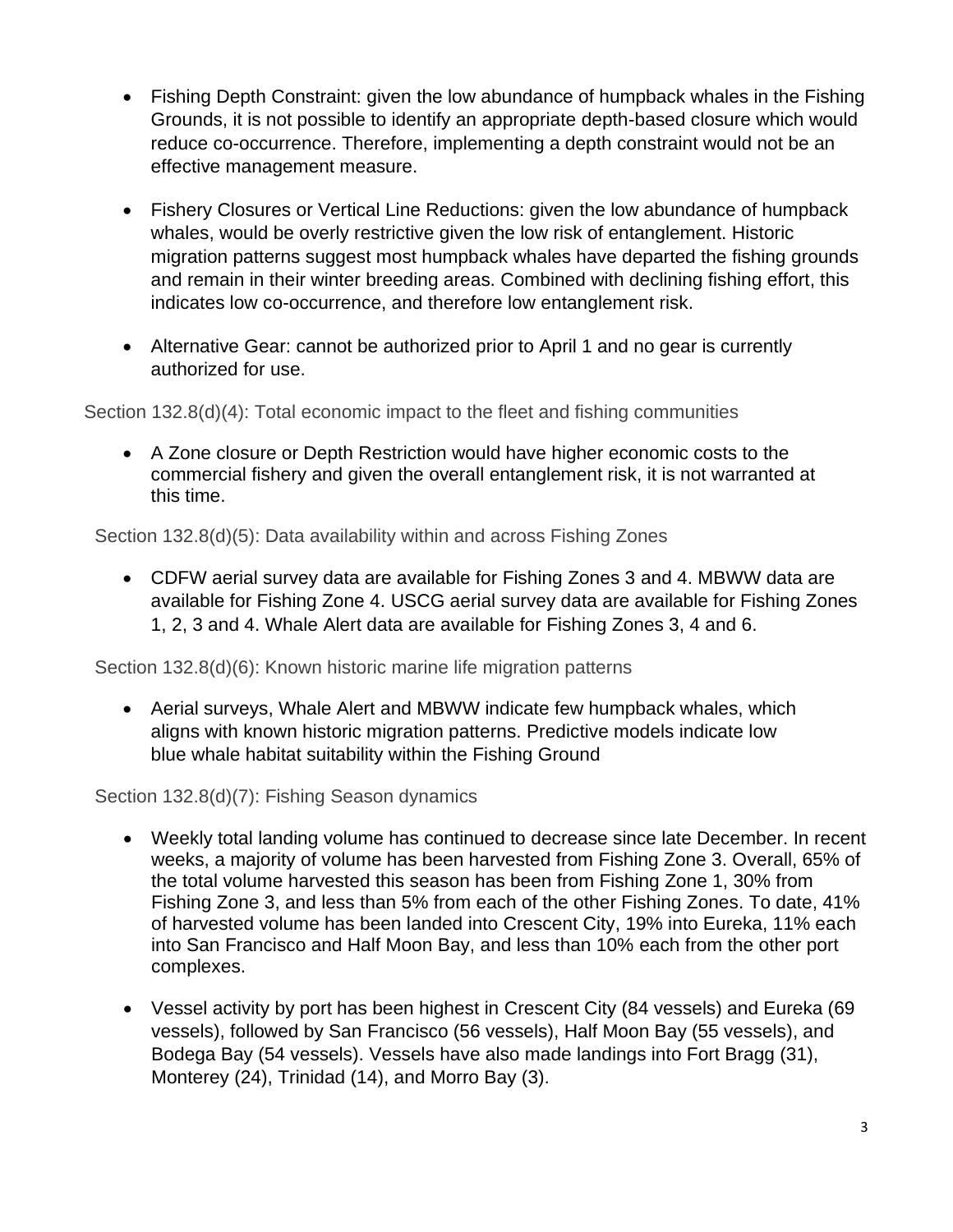- Fishing Depth Constraint: given the low abundance of humpback whales in the Fishing Grounds, it is not possible to identify an appropriate depth-based closure which would reduce co-occurrence. Therefore, implementing a depth constraint would not be an effective management measure.

- Fishery Closures or Vertical Line Reductions: given the low abundance of humpback whales, would be overly restrictive given the low risk of entanglement. Historic migration patterns suggest most humpback whales have departed the fishing grounds and remain in their winter breeding areas. Combined with declining fishing effort, this indicates low co-occurrence, and therefore low entanglement risk.

- Alternative Gear: cannot be authorized prior to April 1 and no gear is currently authorized for use.

Section 132.8(d)(4): Total economic impact to the fleet and fishing communities

- A Zone closure or Depth Restriction would have higher economic costs to the commercial fishery and given the overall entanglement risk, it is not warranted at this time.

Section 132.8(d)(5): Data availability within and across Fishing Zones

- CDFW aerial survey data are available for Fishing Zones 3 and 4. MBWW data are available for Fishing Zone 4. USCG aerial survey data are available for Fishing Zones 1, 2, 3 and 4. Whale Alert data are available for Fishing Zones 3, 4 and 6.

Section 132.8(d)(6): Known historic marine life migration patterns

- Aerial surveys, Whale Alert and MBWW indicate few humpback whales, which aligns with known historic migration patterns. Predictive models indicate low blue whale habitat suitability within the Fishing Ground

Section 132.8(d)(7): Fishing Season dynamics

- Weekly total landing volume has continued to decrease since late December. In recent weeks, a majority of volume has been harvested from Fishing Zone 3. Overall, 65% of the total volume harvested this season has been from Fishing Zone 1, 30% from Fishing Zone 3, and less than 5% from each of the other Fishing Zones. To date, 41% of harvested volume has been landed into Crescent City, 19% into Eureka, 11% each into San Francisco and Half Moon Bay, and less than 10% each from the other port complexes.

- Vessel activity by port has been highest in Crescent City (84 vessels) and Eureka (69 vessels), followed by San Francisco (56 vessels), Half Moon Bay (55 vessels), and Bodega Bay (54 vessels). Vessels have also made landings into Fort Bragg (31), Monterey (24), Trinidad (14), and Morro Bay (3).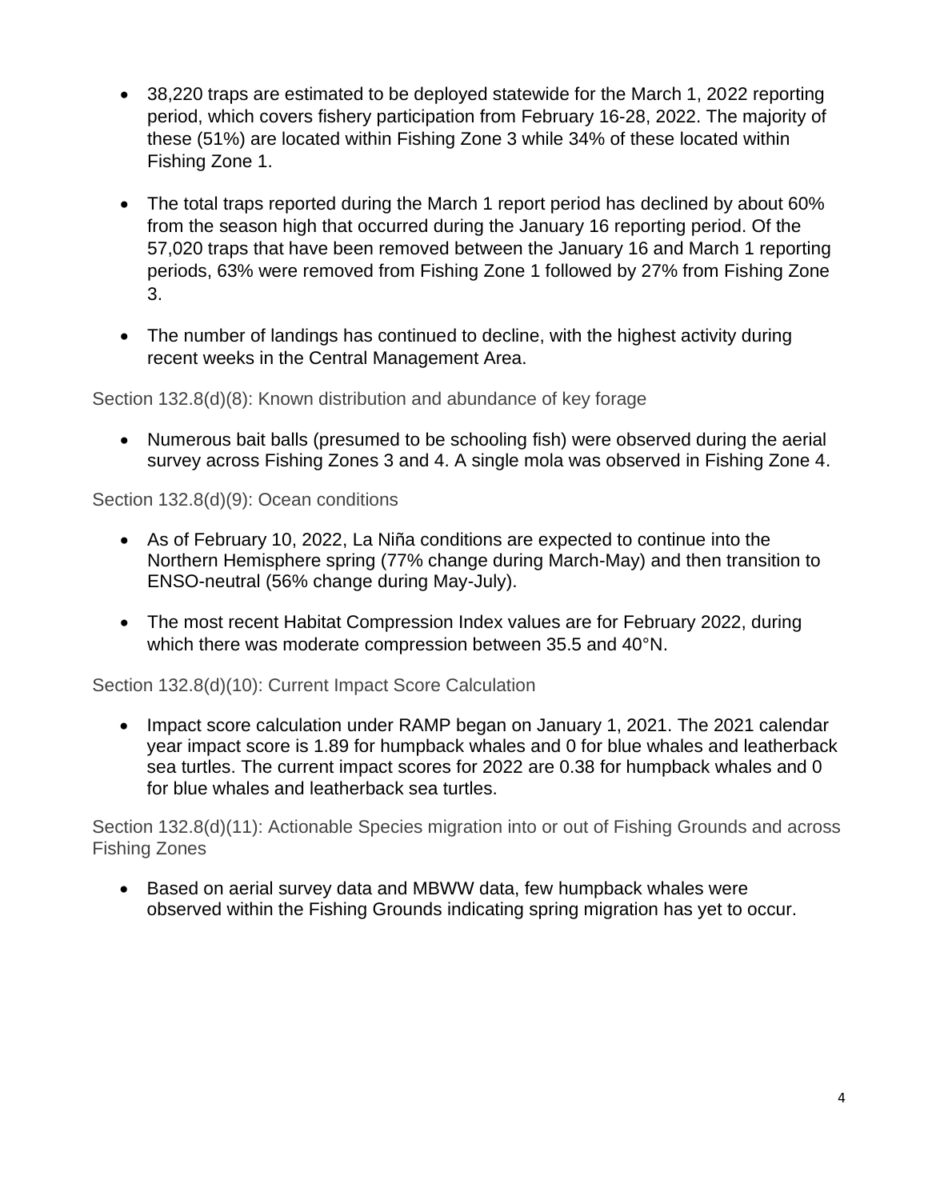- 38,220 traps are estimated to be deployed statewide for the March 1, 2022 reporting period, which covers fishery participation from February 16-28, 2022. The majority of these (51%) are located within Fishing Zone 3 while 34% of these located within Fishing Zone 1.

- The total traps reported during the March 1 report period has declined by about 60% from the season high that occurred during the January 16 reporting period. Of the 57,020 traps that have been removed between the January 16 and March 1 reporting periods, 63% were removed from Fishing Zone 1 followed by 27% from Fishing Zone 3.

- The number of landings has continued to decline, with the highest activity during recent weeks in the Central Management Area.

### Section 132.8(d)(8): Known distribution and abundance of key forage

- Numerous bait balls (presumed to be schooling fish) were observed during the aerial survey across Fishing Zones 3 and 4. A single mola was observed in Fishing Zone 4.

### Section 132.8(d)(9): Ocean conditions

- As of February 10, 2022, La Niña conditions are expected to continue into the Northern Hemisphere spring (77% change during March-May) and then transition to ENSO-neutral (56% change during May-July).

- The most recent Habitat Compression Index values are for February 2022, during which there was moderate compression between 35.5 and 40°N.

### Section 132.8(d)(10): Current Impact Score Calculation

- Impact score calculation under RAMP began on January 1, 2021. The 2021 calendar year impact score is 1.89 for humpback whales and 0 for blue whales and leatherback sea turtles. The current impact scores for 2022 are 0.38 for humpback whales and 0 for blue whales and leatherback sea turtles.

### Section 132.8(d)(11): Actionable Species migration into or out of Fishing Grounds and across Fishing Zones

- Based on aerial survey data and MBWW data, few humpback whales were observed within the Fishing Grounds indicating spring migration has yet to occur.